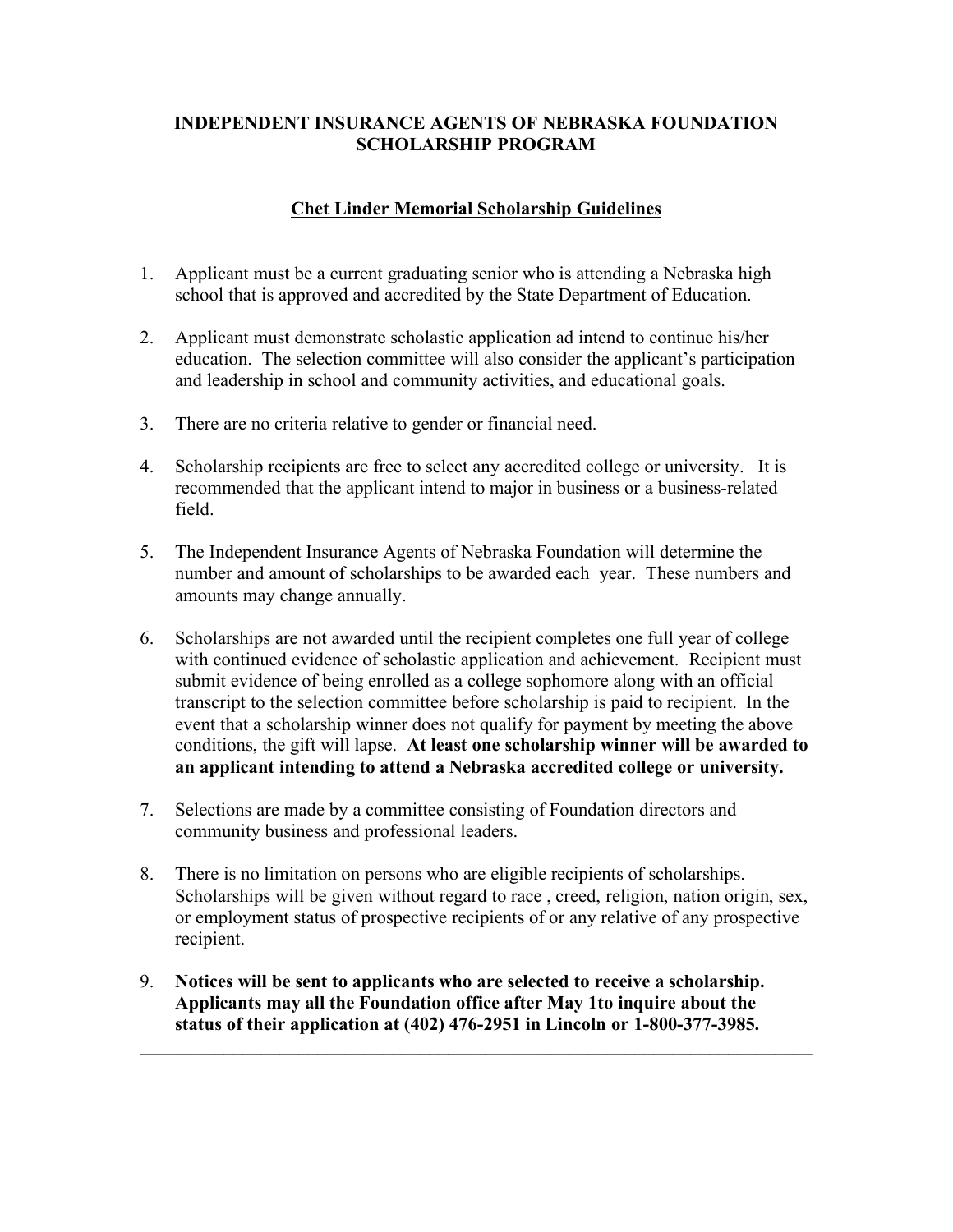**INDEPENDENT INSURANCE AGENTS OF NEBRASKA FOUNDATION SCHOLARSHIP PROGRAM**

**Chet Linder Memorial Scholarship Guidelines**

1. Applicant must be a current graduating senior who is attending a Nebraska high school that is approved and accredited by the State Department of Education.

2. Applicant must demonstrate scholastic application ad intend to continue his/her education. The selection committee will also consider the applicant's participation and leadership in school and community activities, and educational goals.

3. There are no criteria relative to gender or financial need.

4. Scholarship recipients are free to select any accredited college or university. It is recommended that the applicant intend to major in business or a business-related field.

5. The Independent Insurance Agents of Nebraska Foundation will determine the number and amount of scholarships to be awarded each year. These numbers and amounts may change annually.

6. Scholarships are not awarded until the recipient completes one full year of college with continued evidence of scholastic application and achievement. Recipient must submit evidence of being enrolled as a college sophomore along with an official transcript to the selection committee before scholarship is paid to recipient. In the event that a scholarship winner does not qualify for payment by meeting the above conditions, the gift will lapse. **At least one scholarship winner will be awarded to an applicant intending to attend a Nebraska accredited college or university.**

7. Selections are made by a committee consisting of Foundation directors and community business and professional leaders.

8. There is no limitation on persons who are eligible recipients of scholarships. Scholarships will be given without regard to race , creed, religion, nation origin, sex, or employment status of prospective recipients of or any relative of any prospective recipient.

9. **Notices will be sent to applicants who are selected to receive a scholarship. Applicants may all the Foundation office after May 1to inquire about the status of their application at (402) 476-2951 in Lincoln or 1-800-377-3985.**

---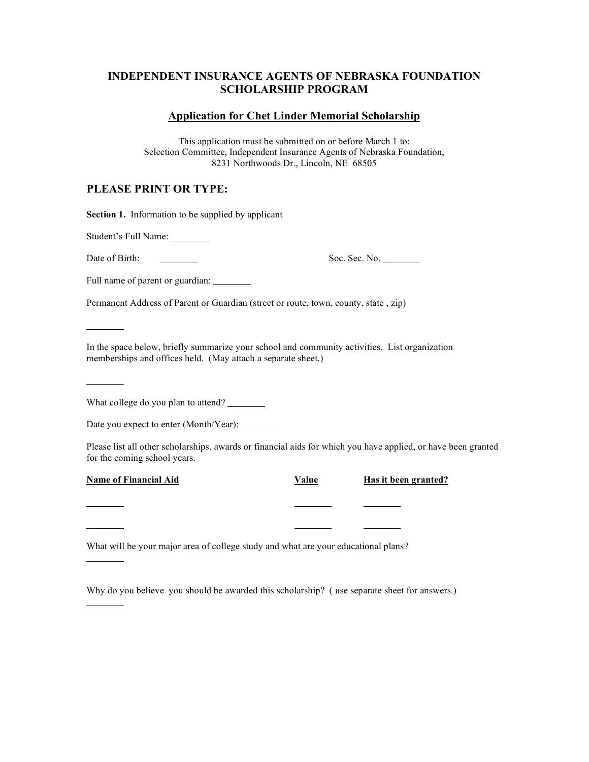# INDEPENDENT INSURANCE AGENTS OF NEBRASKA FOUNDATION SCHOLARSHIP PROGRAM

## Application for Chet Linder Memorial Scholarship

This application must be submitted on or before March 1 to:
Selection Committee, Independent Insurance Agents of Nebraska Foundation,
8231 Northwoods Dr., Lincoln, NE 68505

## PLEASE PRINT OR TYPE:

**Section 1.** Information to be supplied by applicant

Student's Full Name: ________

Date of Birth: ________ Soc. Sec. No. ________

Full name of parent or guardian: ________

Permanent Address of Parent or Guardian (street or route, town, county, state , zip)

________

In the space below, briefly summarize your school and community activities. List organization memberships and offices held. (May attach a separate sheet.)

________

What college do you plan to attend? ________

Date you expect to enter (Month/Year): ________

Please list all other scholarships, awards or financial aids for which you have applied, or have been granted for the coming school years.

| Name of Financial Aid | Value | Has it been granted? |
|---|---|---|
| ________ | ________ | ________ |
| ________ | ________ | ________ |

What will be your major area of college study and what are your educational plans?

________

Why do you believe you should be awarded this scholarship? ( use separate sheet for answers.)

________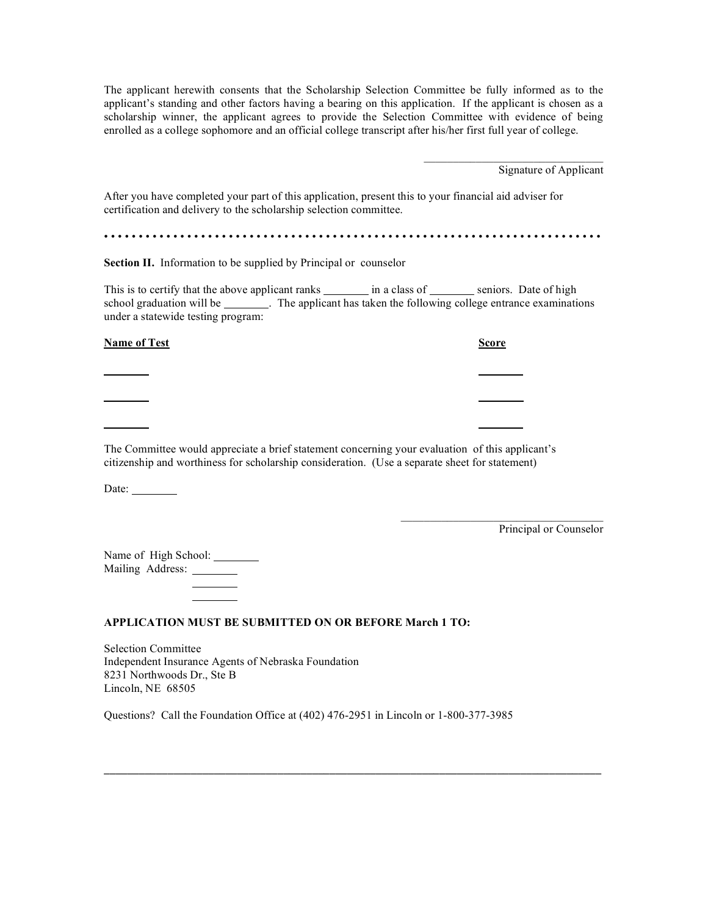The applicant herewith consents that the Scholarship Selection Committee be fully informed as to the applicant's standing and other factors having a bearing on this application. If the applicant is chosen as a scholarship winner, the applicant agrees to provide the Selection Committee with evidence of being enrolled as a college sophomore and an official college transcript after his/her first full year of college.

\_\_\_\_\_\_\_\_\_\_\_\_\_\_\_\_\_\_\_\_\_\_\_\_\_\_\_\_\_\_\_\_
Signature of Applicant

After you have completed your part of this application, present this to your financial aid adviser for certification and delivery to the scholarship selection committee.

. . . . . . . . . . . . . . . . . . . . . . . . . . . . . . . . . . . . . . . . . . . . . . . . . . . . . . . . . . . . . . . . . .

**Section II.** Information to be supplied by Principal or counselor

This is to certify that the above applicant ranks \_\_\_\_\_\_\_\_ in a class of \_\_\_\_\_\_\_\_ seniors. Date of high school graduation will be \_\_\_\_\_\_\_\_. The applicant has taken the following college entrance examinations under a statewide testing program:

| **Name of Test** | **Score** |
| --- | --- |
| \_\_\_\_\_\_\_\_ | \_\_\_\_\_\_\_\_ |
| \_\_\_\_\_\_\_\_ | \_\_\_\_\_\_\_\_ |
| \_\_\_\_\_\_\_\_ | \_\_\_\_\_\_\_\_ |

The Committee would appreciate a brief statement concerning your evaluation of this applicant's citizenship and worthiness for scholarship consideration. (Use a separate sheet for statement)

Date: \_\_\_\_\_\_\_\_

\_\_\_\_\_\_\_\_\_\_\_\_\_\_\_\_\_\_\_\_\_\_\_\_\_\_\_\_\_\_\_\_
Principal or Counselor

Name of High School: \_\_\_\_\_\_\_\_
Mailing Address: \_\_\_\_\_\_\_\_
\_\_\_\_\_\_\_\_
\_\_\_\_\_\_\_\_

**APPLICATION MUST BE SUBMITTED ON OR BEFORE March 1 TO:**

Selection Committee
Independent Insurance Agents of Nebraska Foundation
8231 Northwoods Dr., Ste B
Lincoln, NE 68505

Questions? Call the Foundation Office at (402) 476-2951 in Lincoln or 1-800-377-3985